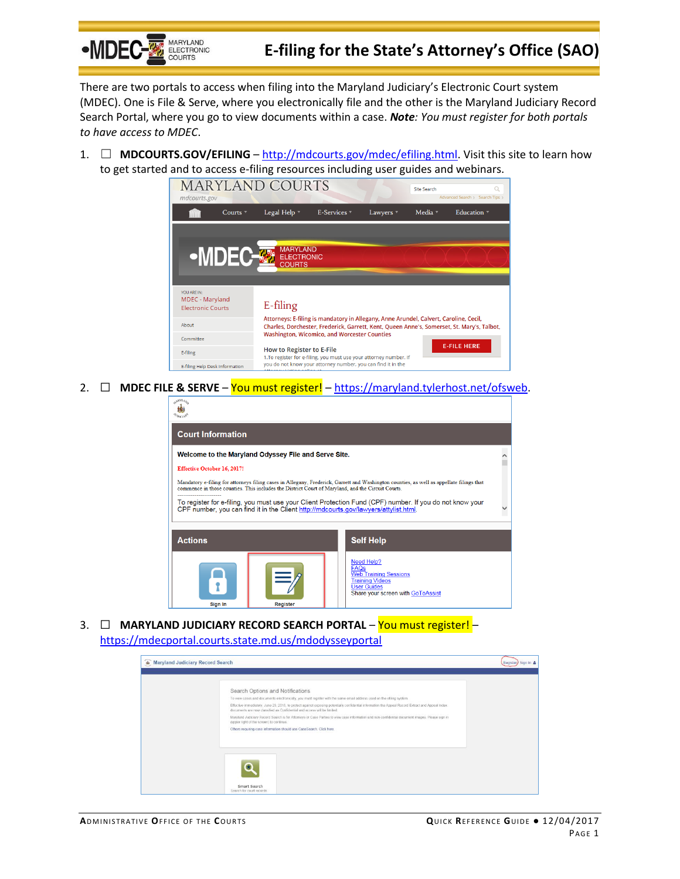# E-filing for the State's Attorney's Office (SAO)

There are two portals to access when filing into the Maryland Judiciary's Electronic Court system (MDEC). One is File & Serve, where you electronically file and the other is the Maryland Judiciary Record Search Portal, where you go to view documents within a case. ***Note****: You must register for both portals to have access to MDEC.*

1. ☐ **MDCOURTS.GOV/EFILING** – http://mdcourts.gov/mdec/efiling.html. Visit this site to learn how to get started and to access e-filing resources including user guides and webinars.

2. ☐ **MDEC FILE & SERVE** – You must register! – https://maryland.tylerhost.net/ofsweb.

3. ☐ **MARYLAND JUDICIARY RECORD SEARCH PORTAL** – You must register! – https://mdecportal.courts.state.md.us/mdodysseyportal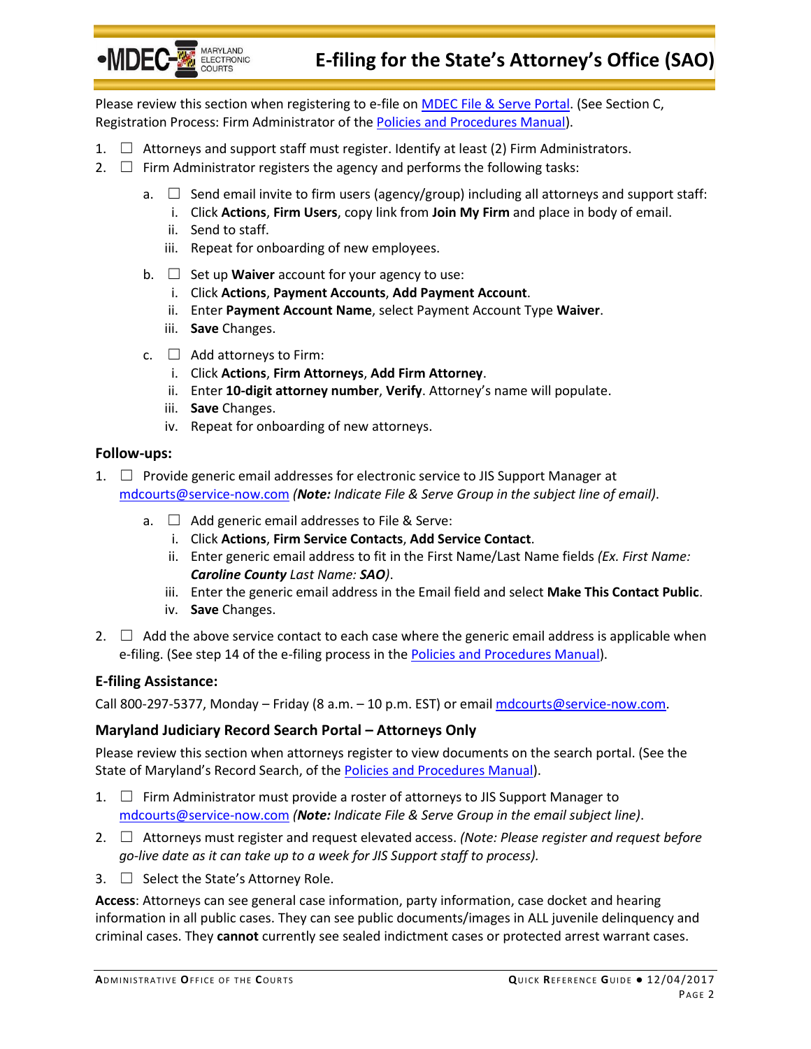Please review this section when registering to e-file on [MDEC File & Serve Portal](). (See Section C, Registration Process: Firm Administrator of the [Policies and Procedures Manual]()).

1. ☐ Attorneys and support staff must register. Identify at least (2) Firm Administrators.
2. ☐ Firm Administrator registers the agency and performs the following tasks:
   - a. ☐ Send email invite to firm users (agency/group) including all attorneys and support staff:
     - i. Click **Actions**, **Firm Users**, copy link from **Join My Firm** and place in body of email.
     - ii. Send to staff.
     - iii. Repeat for onboarding of new employees.
   - b. ☐ Set up **Waiver** account for your agency to use:
     - i. Click **Actions**, **Payment Accounts**, **Add Payment Account**.
     - ii. Enter **Payment Account Name**, select Payment Account Type **Waiver**.
     - iii. **Save** Changes.
   - c. ☐ Add attorneys to Firm:
     - i. Click **Actions**, **Firm Attorneys**, **Add Firm Attorney**.
     - ii. Enter **10-digit attorney number**, **Verify**. Attorney's name will populate.
     - iii. **Save** Changes.
     - iv. Repeat for onboarding of new attorneys.

### Follow-ups:

1. ☐ Provide generic email addresses for electronic service to JIS Support Manager at mdcourts@service-now.com ***(Note:** Indicate File & Serve Group in the subject line of email).*
   - a. ☐ Add generic email addresses to File & Serve:
     - i. Click **Actions**, **Firm Service Contacts**, **Add Service Contact**.
     - ii. Enter generic email address to fit in the First Name/Last Name fields *(Ex. First Name: **Caroline County** Last Name: **SAO**)*.
     - iii. Enter the generic email address in the Email field and select **Make This Contact Public**.
     - iv. **Save** Changes.
2. ☐ Add the above service contact to each case where the generic email address is applicable when e-filing. (See step 14 of the e-filing process in the [Policies and Procedures Manual]()).

### E-filing Assistance:

Call 800-297-5377, Monday – Friday (8 a.m. – 10 p.m. EST) or email mdcourts@service-now.com.

### Maryland Judiciary Record Search Portal – Attorneys Only

Please review this section when attorneys register to view documents on the search portal. (See the State of Maryland's Record Search, of the [Policies and Procedures Manual]()).

1. ☐ Firm Administrator must provide a roster of attorneys to JIS Support Manager to mdcourts@service-now.com ***(Note:** Indicate File & Serve Group in the email subject line).*
2. ☐ Attorneys must register and request elevated access. *(Note: Please register and request before go-live date as it can take up to a week for JIS Support staff to process).*
3. ☐ Select the State's Attorney Role.

**Access**: Attorneys can see general case information, party information, case docket and hearing information in all public cases. They can see public documents/images in ALL juvenile delinquency and criminal cases. They **cannot** currently see sealed indictment cases or protected arrest warrant cases.